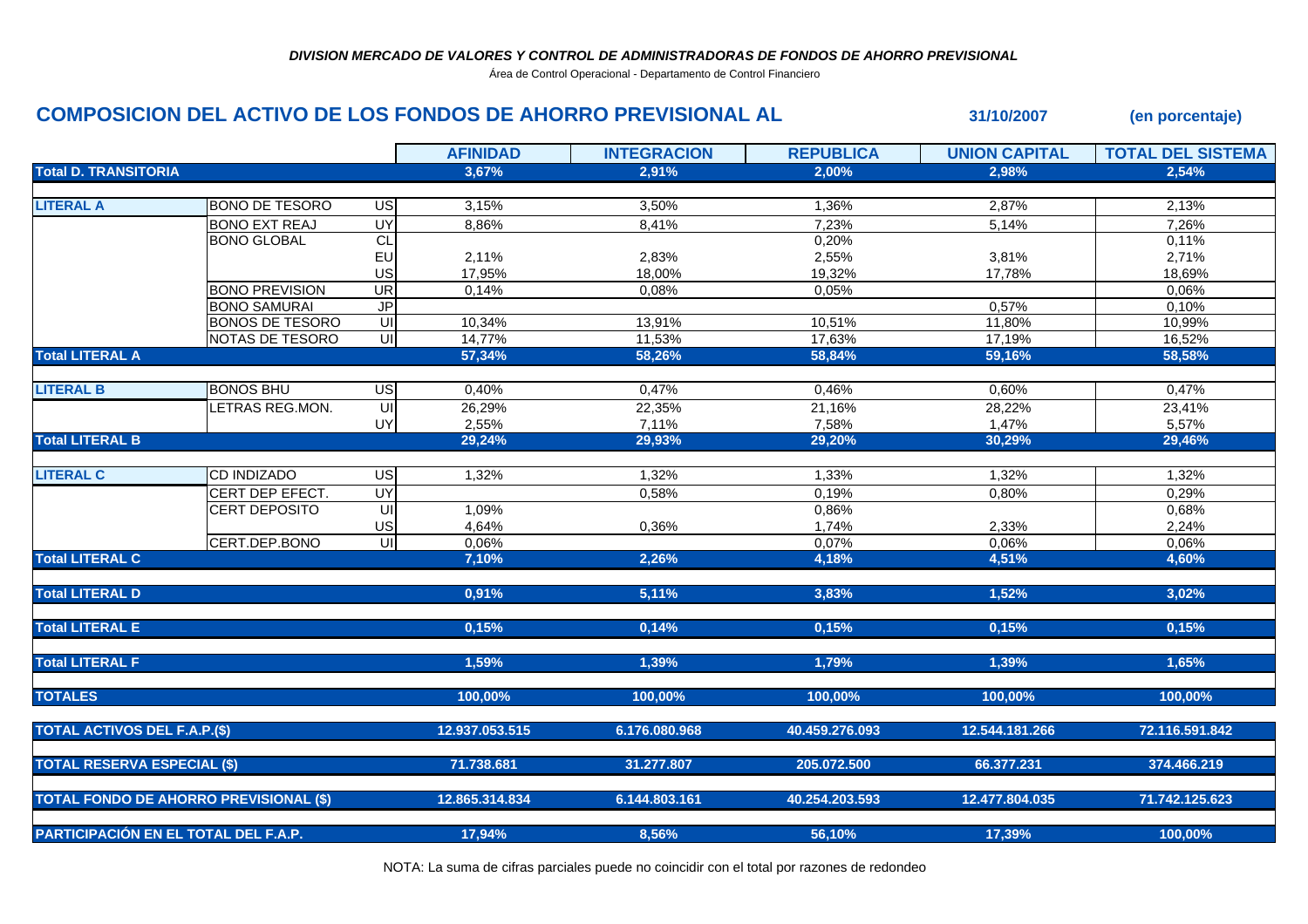***DIVISION MERCADO DE VALORES Y CONTROL DE ADMINISTRADORAS DE FONDOS DE AHORRO PREVISIONAL***

Área de Control Operacional - Departamento de Control Financiero

## COMPOSICION DEL ACTIVO DE LOS FONDOS DE AHORRO PREVISIONAL AL 31/10/2007 (en porcentaje)

| | | | AFINIDAD | INTEGRACION | REPUBLICA | UNION CAPITAL | TOTAL DEL SISTEMA |
|---|---|---|---|---|---|---|---|
| **Total D. TRANSITORIA** | | | **3,67%** | **2,91%** | **2,00%** | **2,98%** | **2,54%** |
| **LITERAL A** | BONO DE TESORO | US | 3,15% | 3,50% | 1,36% | 2,87% | 2,13% |
| | BONO EXT REAJ | UY | 8,86% | 8,41% | 7,23% | 5,14% | 7,26% |
| | BONO GLOBAL | CL | | | 0,20% | | 0,11% |
| | | EU | 2,11% | 2,83% | 2,55% | 3,81% | 2,71% |
| | | US | 17,95% | 18,00% | 19,32% | 17,78% | 18,69% |
| | BONO PREVISION | UR | 0,14% | 0,08% | 0,05% | | 0,06% |
| | BONO SAMURAI | JP | | | | 0,57% | 0,10% |
| | BONOS DE TESORO | UI | 10,34% | 13,91% | 10,51% | 11,80% | 10,99% |
| | NOTAS DE TESORO | UI | 14,77% | 11,53% | 17,63% | 17,19% | 16,52% |
| **Total LITERAL A** | | | **57,34%** | **58,26%** | **58,84%** | **59,16%** | **58,58%** |
| **LITERAL B** | BONOS BHU | US | 0,40% | 0,47% | 0,46% | 0,60% | 0,47% |
| | LETRAS REG.MON. | UI | 26,29% | 22,35% | 21,16% | 28,22% | 23,41% |
| | | UY | 2,55% | 7,11% | 7,58% | 1,47% | 5,57% |
| **Total LITERAL B** | | | **29,24%** | **29,93%** | **29,20%** | **30,29%** | **29,46%** |
| **LITERAL C** | CD INDIZADO | US | 1,32% | 1,32% | 1,33% | 1,32% | 1,32% |
| | CERT DEP EFECT. | UY | | 0,58% | 0,19% | 0,80% | 0,29% |
| | CERT DEPOSITO | UI | 1,09% | | 0,86% | | 0,68% |
| | | US | 4,64% | 0,36% | 1,74% | 2,33% | 2,24% |
| | CERT.DEP.BONO | UI | 0,06% | | 0,07% | 0,06% | 0,06% |
| **Total LITERAL C** | | | **7,10%** | **2,26%** | **4,18%** | **4,51%** | **4,60%** |
| **Total LITERAL D** | | | **0,91%** | **5,11%** | **3,83%** | **1,52%** | **3,02%** |
| **Total LITERAL E** | | | **0,15%** | **0,14%** | **0,15%** | **0,15%** | **0,15%** |
| **Total LITERAL F** | | | **1,59%** | **1,39%** | **1,79%** | **1,39%** | **1,65%** |
| **TOTALES** | | | **100,00%** | **100,00%** | **100,00%** | **100,00%** | **100,00%** |
| **TOTAL ACTIVOS DEL F.A.P.($)** | | | **12.937.053.515** | **6.176.080.968** | **40.459.276.093** | **12.544.181.266** | **72.116.591.842** |
| **TOTAL RESERVA ESPECIAL ($)** | | | **71.738.681** | **31.277.807** | **205.072.500** | **66.377.231** | **374.466.219** |
| **TOTAL FONDO DE AHORRO PREVISIONAL ($)** | | | **12.865.314.834** | **6.144.803.161** | **40.254.203.593** | **12.477.804.035** | **71.742.125.623** |
| **PARTICIPACIÓN EN EL TOTAL DEL F.A.P.** | | | **17,94%** | **8,56%** | **56,10%** | **17,39%** | **100,00%** |

NOTA: La suma de cifras parciales puede no coincidir con el total por razones de redondeo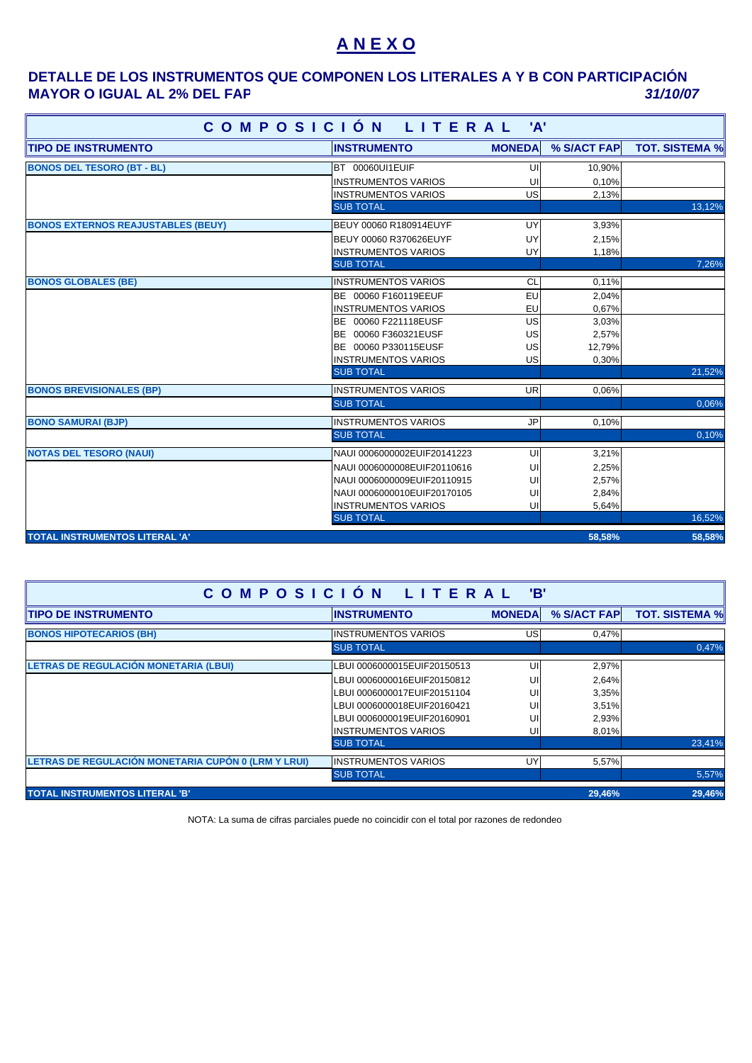# A N E X O

## DETALLE DE LOS INSTRUMENTOS QUE COMPONEN LOS LITERALES A Y B CON PARTICIPACIÓN MAYOR O IGUAL AL 2% DEL FAP

***31/10/07***

| COMPOSICIÓN LITERAL 'A' | | | | |
|---|---|---|---|---|
| **TIPO DE INSTRUMENTO** | **INSTRUMENTO** | **MONEDA** | **% S/ACT FAP** | **TOT. SISTEMA %** |
| **BONOS DEL TESORO (BT - BL)** | BT 00060UI1EUIF | UI | 10,90% | |
| | INSTRUMENTOS VARIOS | UI | 0,10% | |
| | INSTRUMENTOS VARIOS | US | 2,13% | |
| | SUB TOTAL | | | 13,12% |
| **BONOS EXTERNOS REAJUSTABLES (BEUY)** | BEUY 00060 R180914EUYF | UY | 3,93% | |
| | BEUY 00060 R370626EUYF | UY | 2,15% | |
| | INSTRUMENTOS VARIOS | UY | 1,18% | |
| | SUB TOTAL | | | 7,26% |
| **BONOS GLOBALES (BE)** | INSTRUMENTOS VARIOS | CL | 0,11% | |
| | BE 00060 F160119EEUF | EU | 2,04% | |
| | INSTRUMENTOS VARIOS | EU | 0,67% | |
| | BE 00060 F221118EUSF | US | 3,03% | |
| | BE 00060 F360321EUSF | US | 2,57% | |
| | BE 00060 P330115EUSF | US | 12,79% | |
| | INSTRUMENTOS VARIOS | US | 0,30% | |
| | SUB TOTAL | | | 21,52% |
| **BONOS BREVISIONALES (BP)** | INSTRUMENTOS VARIOS | UR | 0,06% | |
| | SUB TOTAL | | | 0,06% |
| **BONO SAMURAI (BJP)** | INSTRUMENTOS VARIOS | JP | 0,10% | |
| | SUB TOTAL | | | 0,10% |
| **NOTAS DEL TESORO (NAUI)** | NAUI 0006000002EUIF20141223 | UI | 3,21% | |
| | NAUI 0006000008EUIF20110616 | UI | 2,25% | |
| | NAUI 0006000009EUIF20110915 | UI | 2,57% | |
| | NAUI 0006000010EUIF20170105 | UI | 2,84% | |
| | INSTRUMENTOS VARIOS | UI | 5,64% | |
| | SUB TOTAL | | | 16,52% |
| **TOTAL INSTRUMENTOS LITERAL 'A'** | | | **58,58%** | **58,58%** |

| COMPOSICIÓN LITERAL 'B' | | | | |
|---|---|---|---|---|
| **TIPO DE INSTRUMENTO** | **INSTRUMENTO** | **MONEDA** | **% S/ACT FAP** | **TOT. SISTEMA %** |
| **BONOS HIPOTECARIOS (BH)** | INSTRUMENTOS VARIOS | US | 0,47% | |
| | SUB TOTAL | | | 0,47% |
| **LETRAS DE REGULACIÓN MONETARIA (LBUI)** | LBUI 0006000015EUIF20150513 | UI | 2,97% | |
| | LBUI 0006000016EUIF20150812 | UI | 2,64% | |
| | LBUI 0006000017EUIF20151104 | UI | 3,35% | |
| | LBUI 0006000018EUIF20160421 | UI | 3,51% | |
| | LBUI 0006000019EUIF20160901 | UI | 2,93% | |
| | INSTRUMENTOS VARIOS | UI | 8,01% | |
| | SUB TOTAL | | | 23,41% |
| **LETRAS DE REGULACIÓN MONETARIA CUPÓN 0 (LRM Y LRUI)** | INSTRUMENTOS VARIOS | UY | 5,57% | |
| | SUB TOTAL | | | 5,57% |
| **TOTAL INSTRUMENTOS LITERAL 'B'** | | | **29,46%** | **29,46%** |

NOTA: La suma de cifras parciales puede no coincidir con el total por razones de redondeo